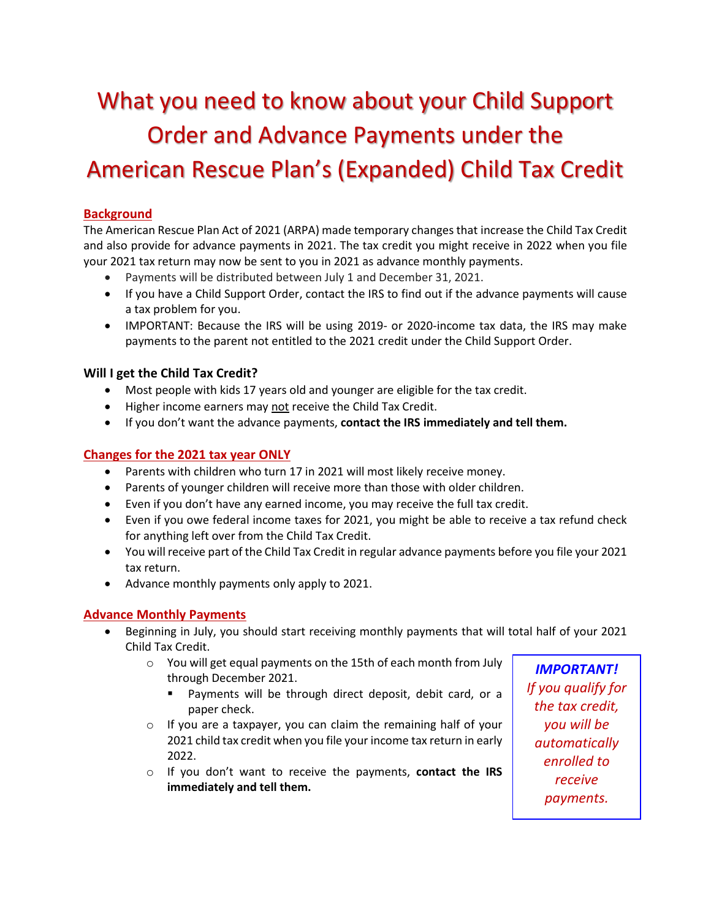# What you need to know about your Child Support Order and Advance Payments under the American Rescue Plan's (Expanded) Child Tax Credit

## Background

The American Rescue Plan Act of 2021 (ARPA) made temporary changes that increase the Child Tax Credit and also provide for advance payments in 2021. The tax credit you might receive in 2022 when you file your 2021 tax return may now be sent to you in 2021 as advance monthly payments.

- Payments will be distributed between July 1 and December 31, 2021.
- If you have a Child Support Order, contact the IRS to find out if the advance payments will cause a tax problem for you.
- IMPORTANT: Because the IRS will be using 2019- or 2020-income tax data, the IRS may make payments to the parent not entitled to the 2021 credit under the Child Support Order.

### Will I get the Child Tax Credit?

- Most people with kids 17 years old and younger are eligible for the tax credit.
- Higher income earners may not receive the Child Tax Credit.
- If you don't want the advance payments, **contact the IRS immediately and tell them.**

## Changes for the 2021 tax year ONLY

- Parents with children who turn 17 in 2021 will most likely receive money.
- Parents of younger children will receive more than those with older children.
- Even if you don't have any earned income, you may receive the full tax credit.
- Even if you owe federal income taxes for 2021, you might be able to receive a tax refund check for anything left over from the Child Tax Credit.
- You will receive part of the Child Tax Credit in regular advance payments before you file your 2021 tax return.
- Advance monthly payments only apply to 2021.

## Advance Monthly Payments

- Beginning in July, you should start receiving monthly payments that will total half of your 2021 Child Tax Credit.
  - You will get equal payments on the 15th of each month from July through December 2021.
    - Payments will be through direct deposit, debit card, or a paper check.
  - If you are a taxpayer, you can claim the remaining half of your 2021 child tax credit when you file your income tax return in early 2022.
  - If you don't want to receive the payments, **contact the IRS immediately and tell them.**

> ***IMPORTANT!***
> *If you qualify for the tax credit, you will be automatically enrolled to receive payments.*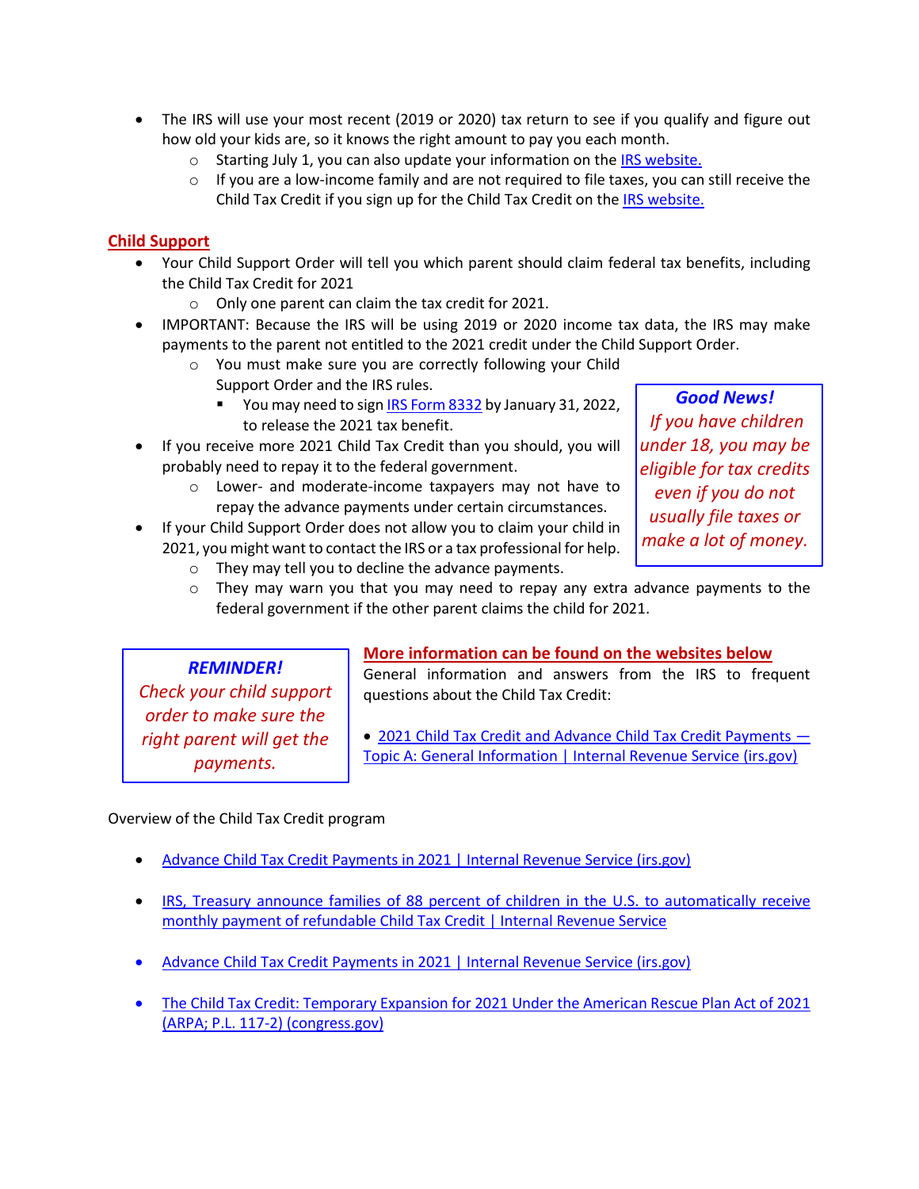- The IRS will use your most recent (2019 or 2020) tax return to see if you qualify and figure out how old your kids are, so it knows the right amount to pay you each month.
    - Starting July 1, you can also update your information on the IRS website.
    - If you are a low-income family and are not required to file taxes, you can still receive the Child Tax Credit if you sign up for the Child Tax Credit on the IRS website.

## Child Support

- Your Child Support Order will tell you which parent should claim federal tax benefits, including the Child Tax Credit for 2021
    - Only one parent can claim the tax credit for 2021.
- IMPORTANT: Because the IRS will be using 2019 or 2020 income tax data, the IRS may make payments to the parent not entitled to the 2021 credit under the Child Support Order.
    - You must make sure you are correctly following your Child Support Order and the IRS rules.
        - You may need to sign IRS Form 8332 by January 31, 2022, to release the 2021 tax benefit.
- If you receive more 2021 Child Tax Credit than you should, you will probably need to repay it to the federal government.
    - Lower- and moderate-income taxpayers may not have to repay the advance payments under certain circumstances.
- If your Child Support Order does not allow you to claim your child in 2021, you might want to contact the IRS or a tax professional for help.
    - They may tell you to decline the advance payments.
    - They may warn you that you may need to repay any extra advance payments to the federal government if the other parent claims the child for 2021.

> ***Good News!***
> *If you have children under 18, you may be eligible for tax credits even if you do not usually file taxes or make a lot of money.*

> ***REMINDER!***
> *Check your child support order to make sure the right parent will get the payments.*

## More information can be found on the websites below

General information and answers from the IRS to frequent questions about the Child Tax Credit:

- 2021 Child Tax Credit and Advance Child Tax Credit Payments — Topic A: General Information | Internal Revenue Service (irs.gov)

Overview of the Child Tax Credit program

- Advance Child Tax Credit Payments in 2021 | Internal Revenue Service (irs.gov)
- IRS, Treasury announce families of 88 percent of children in the U.S. to automatically receive monthly payment of refundable Child Tax Credit | Internal Revenue Service
- Advance Child Tax Credit Payments in 2021 | Internal Revenue Service (irs.gov)
- The Child Tax Credit: Temporary Expansion for 2021 Under the American Rescue Plan Act of 2021 (ARPA; P.L. 117-2) (congress.gov)